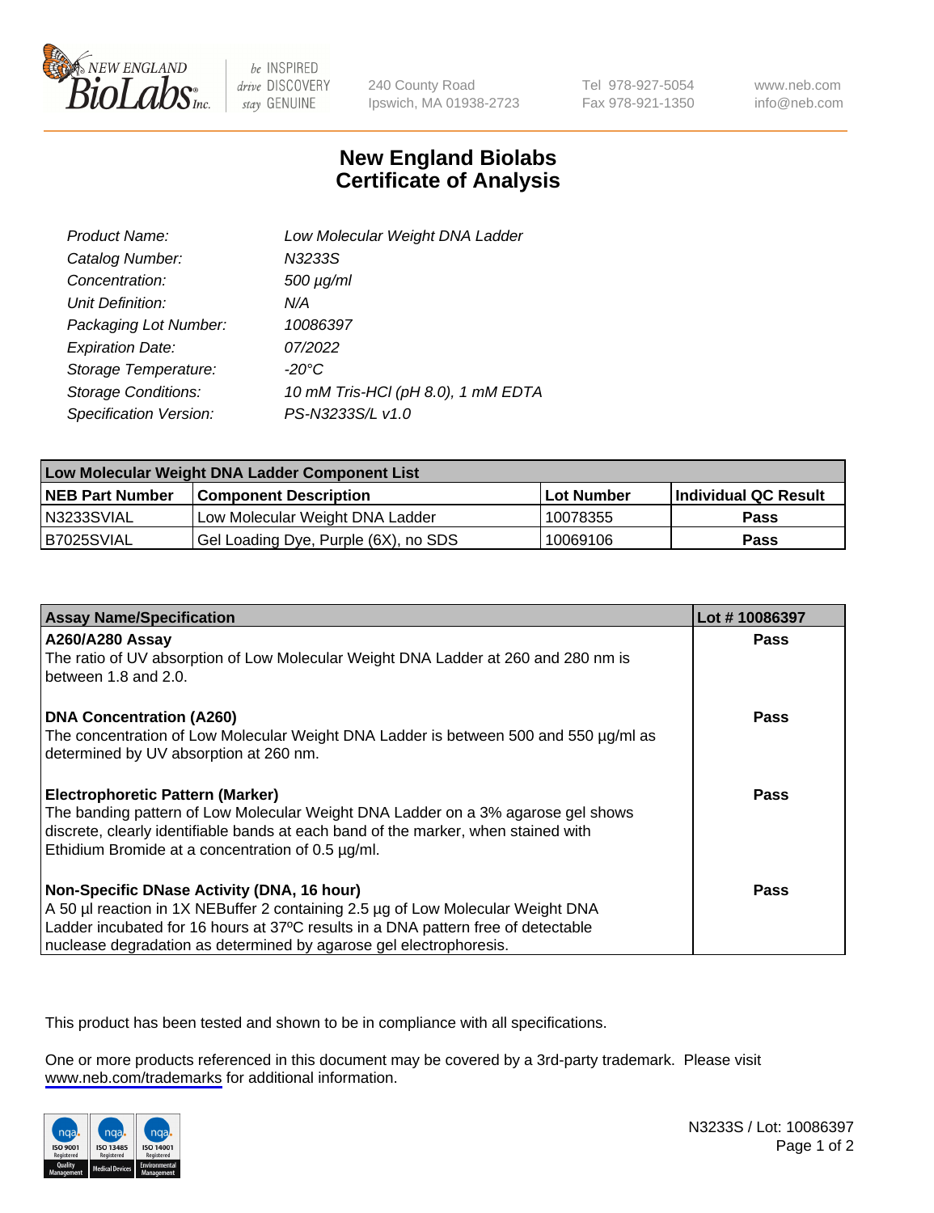New England Biolabs — be INSPIRED drive DISCOVERY stay GENUINE

240 County Road
Ipswich, MA 01938-2723

Tel 978-927-5054
Fax 978-921-1350

www.neb.com
info@neb.com

# New England Biolabs
# Certificate of Analysis

| | |
|---|---|
| *Product Name:* | *Low Molecular Weight DNA Ladder* |
| *Catalog Number:* | *N3233S* |
| *Concentration:* | *500 µg/ml* |
| *Unit Definition:* | *N/A* |
| *Packaging Lot Number:* | *10086397* |
| *Expiration Date:* | *07/2022* |
| *Storage Temperature:* | *-20°C* |
| *Storage Conditions:* | *10 mM Tris-HCl (pH 8.0), 1 mM EDTA* |
| *Specification Version:* | *PS-N3233S/L v1.0* |

**Low Molecular Weight DNA Ladder Component List**

| NEB Part Number | Component Description | Lot Number | Individual QC Result |
|---|---|---|---|
| N3233SVIAL | Low Molecular Weight DNA Ladder | 10078355 | **Pass** |
| B7025SVIAL | Gel Loading Dye, Purple (6X), no SDS | 10069106 | **Pass** |

| Assay Name/Specification | Lot # 10086397 |
|---|---|
| **A260/A280 Assay**<br>The ratio of UV absorption of Low Molecular Weight DNA Ladder at 260 and 280 nm is between 1.8 and 2.0. | **Pass** |
| **DNA Concentration (A260)**<br>The concentration of Low Molecular Weight DNA Ladder is between 500 and 550 µg/ml as determined by UV absorption at 260 nm. | **Pass** |
| **Electrophoretic Pattern (Marker)**<br>The banding pattern of Low Molecular Weight DNA Ladder on a 3% agarose gel shows discrete, clearly identifiable bands at each band of the marker, when stained with Ethidium Bromide at a concentration of 0.5 µg/ml. | **Pass** |
| **Non-Specific DNase Activity (DNA, 16 hour)**<br>A 50 µl reaction in 1X NEBuffer 2 containing 2.5 µg of Low Molecular Weight DNA Ladder incubated for 16 hours at 37ºC results in a DNA pattern free of detectable nuclease degradation as determined by agarose gel electrophoresis. | **Pass** |

This product has been tested and shown to be in compliance with all specifications.

One or more products referenced in this document may be covered by a 3rd-party trademark. Please visit www.neb.com/trademarks for additional information.

ISO 9001 Registered Quality Management | ISO 13485 Registered Medical Devices | ISO 14001 Registered Environmental Management

N3233S / Lot: 10086397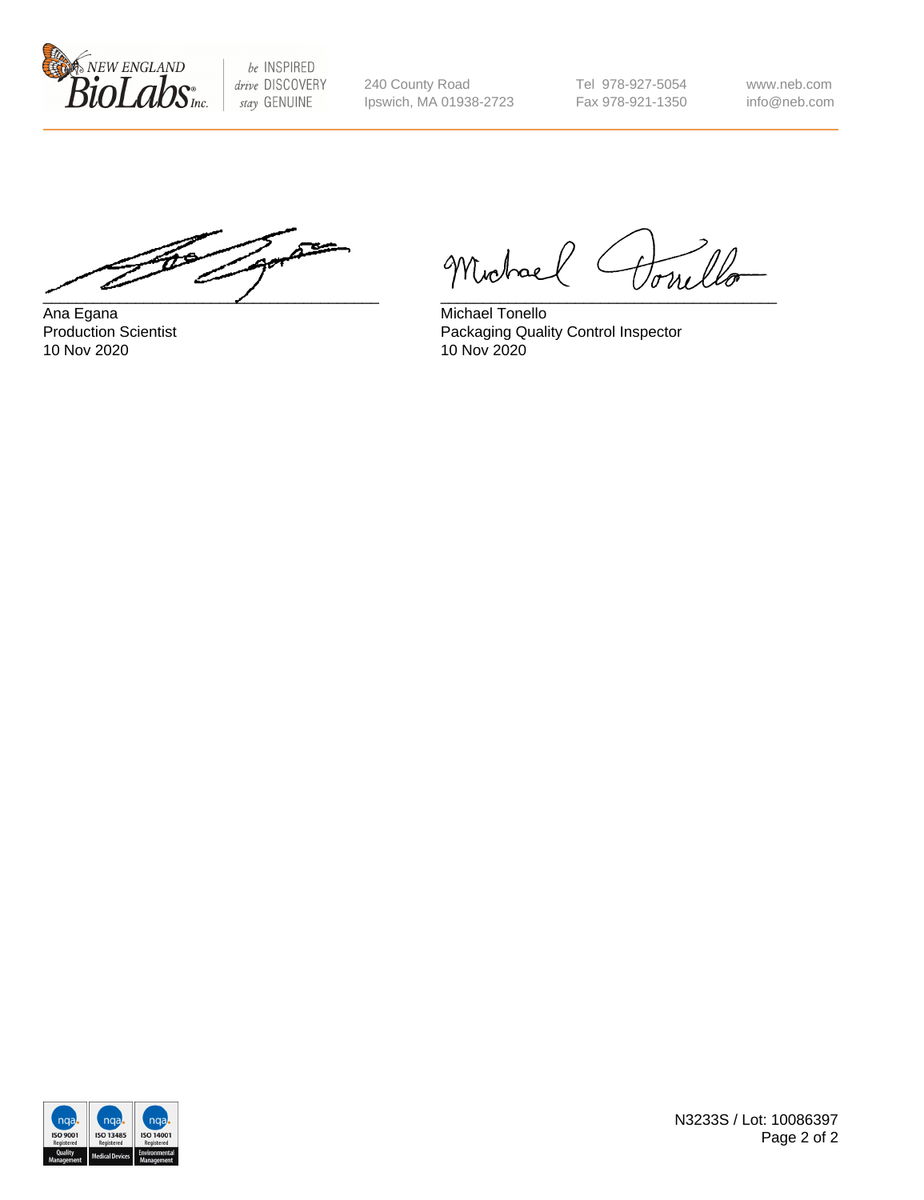Ana Egana
Production Scientist
10 Nov 2020

Michael Tonello
Packaging Quality Control Inspector
10 Nov 2020

N3233S / Lot: 10086397